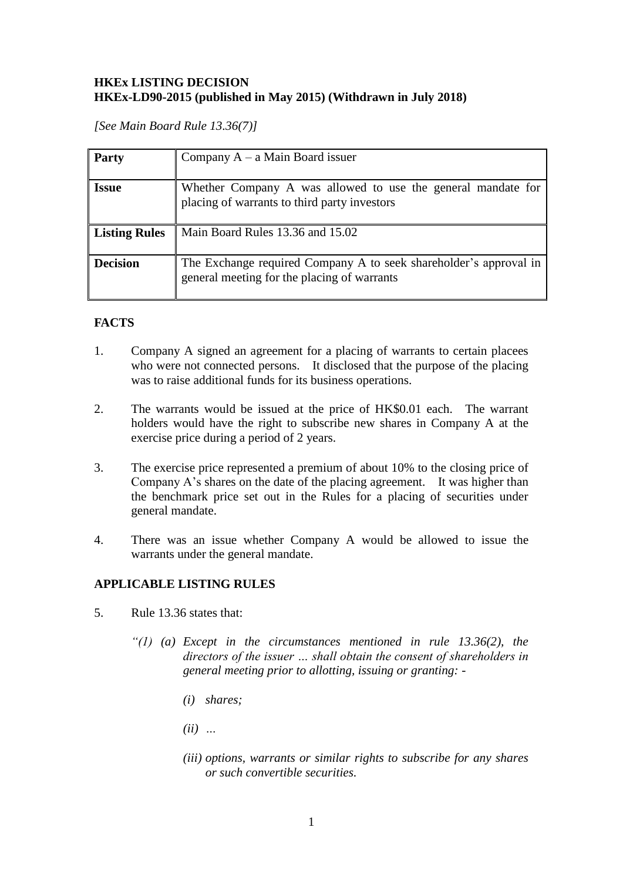**HKEx LISTING DECISION**
**HKEx-LD90-2015 (published in May 2015) (Withdrawn in July 2018)**

*[See Main Board Rule 13.36(7)]*

| **Party** | Company A – a Main Board issuer |
|---|---|
| **Issue** | Whether Company A was allowed to use the general mandate for placing of warrants to third party investors |
| **Listing Rules** | Main Board Rules 13.36 and 15.02 |
| **Decision** | The Exchange required Company A to seek shareholder's approval in general meeting for the placing of warrants |

## FACTS

1. Company A signed an agreement for a placing of warrants to certain placees who were not connected persons. It disclosed that the purpose of the placing was to raise additional funds for its business operations.

2. The warrants would be issued at the price of HK$0.01 each. The warrant holders would have the right to subscribe new shares in Company A at the exercise price during a period of 2 years.

3. The exercise price represented a premium of about 10% to the closing price of Company A's shares on the date of the placing agreement. It was higher than the benchmark price set out in the Rules for a placing of securities under general mandate.

4. There was an issue whether Company A would be allowed to issue the warrants under the general mandate.

## APPLICABLE LISTING RULES

5. Rule 13.36 states that:

   *"(1) (a) Except in the circumstances mentioned in rule 13.36(2), the directors of the issuer … shall obtain the consent of shareholders in general meeting prior to allotting, issuing or granting: -*

   *(i) shares;*

   *(ii) …*

   *(iii) options, warrants or similar rights to subscribe for any shares or such convertible securities.*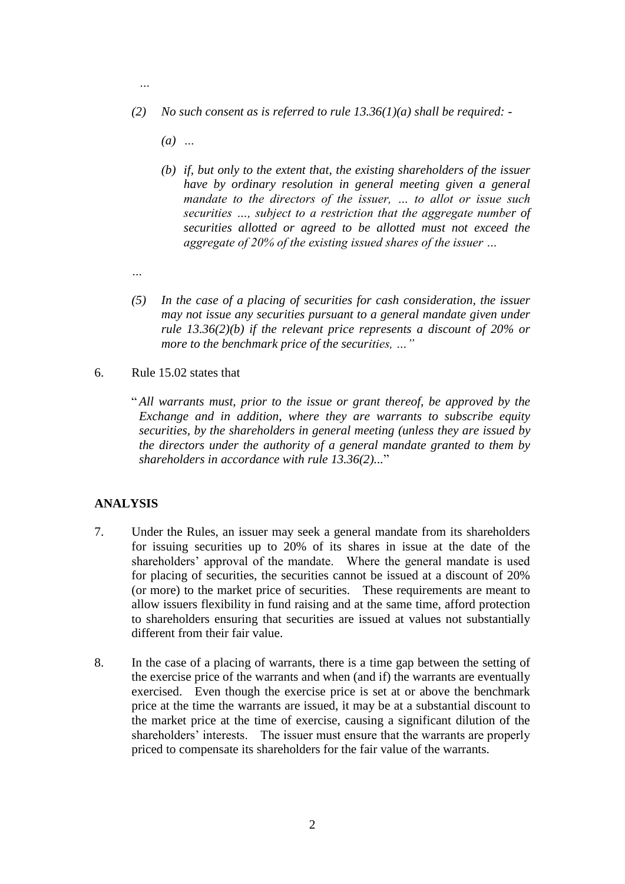…

*(2) No such consent as is referred to rule 13.36(1)(a) shall be required: -*

*(a) …*

*(b) if, but only to the extent that, the existing shareholders of the issuer have by ordinary resolution in general meeting given a general mandate to the directors of the issuer, … to allot or issue such securities …, subject to a restriction that the aggregate number of securities allotted or agreed to be allotted must not exceed the aggregate of 20% of the existing issued shares of the issuer …*

…

*(5) In the case of a placing of securities for cash consideration, the issuer may not issue any securities pursuant to a general mandate given under rule 13.36(2)(b) if the relevant price represents a discount of 20% or more to the benchmark price of the securities, …"*

6. Rule 15.02 states that

"*All warrants must, prior to the issue or grant thereof, be approved by the Exchange and in addition, where they are warrants to subscribe equity securities, by the shareholders in general meeting (unless they are issued by the directors under the authority of a general mandate granted to them by shareholders in accordance with rule 13.36(2)...*"

## ANALYSIS

7. Under the Rules, an issuer may seek a general mandate from its shareholders for issuing securities up to 20% of its shares in issue at the date of the shareholders' approval of the mandate. Where the general mandate is used for placing of securities, the securities cannot be issued at a discount of 20% (or more) to the market price of securities. These requirements are meant to allow issuers flexibility in fund raising and at the same time, afford protection to shareholders ensuring that securities are issued at values not substantially different from their fair value.

8. In the case of a placing of warrants, there is a time gap between the setting of the exercise price of the warrants and when (and if) the warrants are eventually exercised. Even though the exercise price is set at or above the benchmark price at the time the warrants are issued, it may be at a substantial discount to the market price at the time of exercise, causing a significant dilution of the shareholders' interests. The issuer must ensure that the warrants are properly priced to compensate its shareholders for the fair value of the warrants.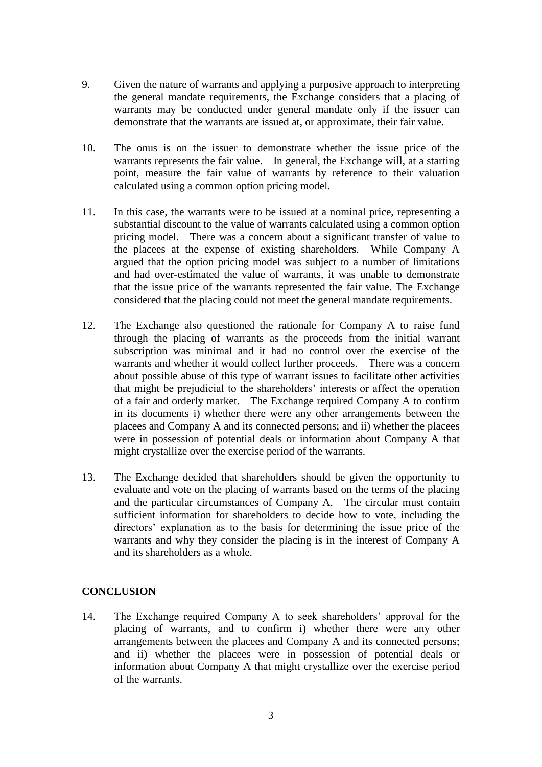9. Given the nature of warrants and applying a purposive approach to interpreting the general mandate requirements, the Exchange considers that a placing of warrants may be conducted under general mandate only if the issuer can demonstrate that the warrants are issued at, or approximate, their fair value.

10. The onus is on the issuer to demonstrate whether the issue price of the warrants represents the fair value. In general, the Exchange will, at a starting point, measure the fair value of warrants by reference to their valuation calculated using a common option pricing model.

11. In this case, the warrants were to be issued at a nominal price, representing a substantial discount to the value of warrants calculated using a common option pricing model. There was a concern about a significant transfer of value to the placees at the expense of existing shareholders. While Company A argued that the option pricing model was subject to a number of limitations and had over-estimated the value of warrants, it was unable to demonstrate that the issue price of the warrants represented the fair value. The Exchange considered that the placing could not meet the general mandate requirements.

12. The Exchange also questioned the rationale for Company A to raise fund through the placing of warrants as the proceeds from the initial warrant subscription was minimal and it had no control over the exercise of the warrants and whether it would collect further proceeds. There was a concern about possible abuse of this type of warrant issues to facilitate other activities that might be prejudicial to the shareholders' interests or affect the operation of a fair and orderly market. The Exchange required Company A to confirm in its documents i) whether there were any other arrangements between the placees and Company A and its connected persons; and ii) whether the placees were in possession of potential deals or information about Company A that might crystallize over the exercise period of the warrants.

13. The Exchange decided that shareholders should be given the opportunity to evaluate and vote on the placing of warrants based on the terms of the placing and the particular circumstances of Company A. The circular must contain sufficient information for shareholders to decide how to vote, including the directors' explanation as to the basis for determining the issue price of the warrants and why they consider the placing is in the interest of Company A and its shareholders as a whole.

## CONCLUSION

14. The Exchange required Company A to seek shareholders' approval for the placing of warrants, and to confirm i) whether there were any other arrangements between the placees and Company A and its connected persons; and ii) whether the placees were in possession of potential deals or information about Company A that might crystallize over the exercise period of the warrants.